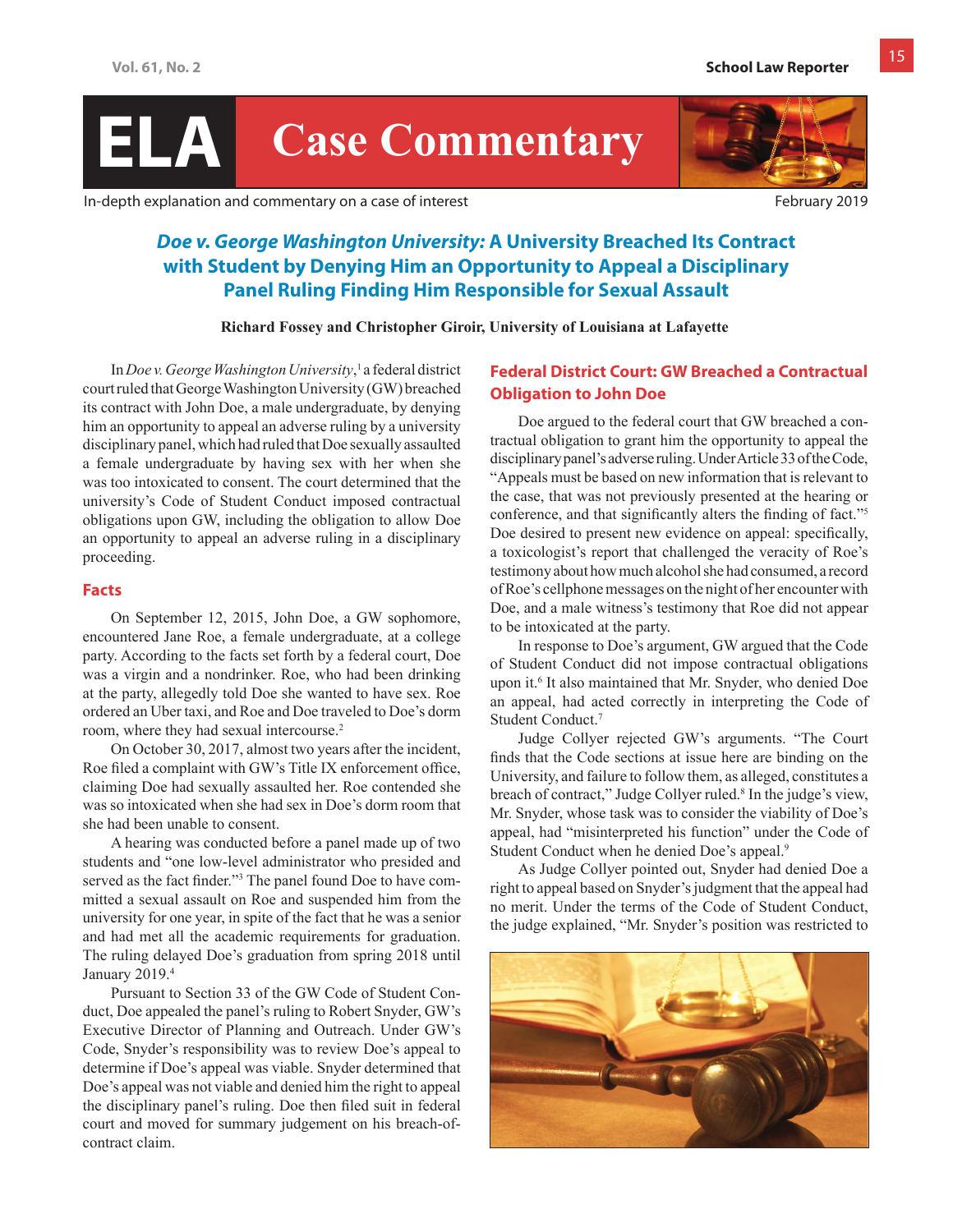# ELA Case Commentary

In-depth explanation and commentary on a case of interest

February 2019

## *Doe v. George Washington University:* A University Breached Its Contract with Student by Denying Him an Opportunity to Appeal a Disciplinary Panel Ruling Finding Him Responsible for Sexual Assault

**Richard Fossey and Christopher Giroir, University of Louisiana at Lafayette**

In *Doe v. George Washington University*,[1] a federal district court ruled that George Washington University (GW) breached its contract with John Doe, a male undergraduate, by denying him an opportunity to appeal an adverse ruling by a university disciplinary panel, which had ruled that Doe sexually assaulted a female undergraduate by having sex with her when she was too intoxicated to consent. The court determined that the university's Code of Student Conduct imposed contractual obligations upon GW, including the obligation to allow Doe an opportunity to appeal an adverse ruling in a disciplinary proceeding.

### Facts

On September 12, 2015, John Doe, a GW sophomore, encountered Jane Roe, a female undergraduate, at a college party. According to the facts set forth by a federal court, Doe was a virgin and a nondrinker. Roe, who had been drinking at the party, allegedly told Doe she wanted to have sex. Roe ordered an Uber taxi, and Roe and Doe traveled to Doe's dorm room, where they had sexual intercourse.[2]

On October 30, 2017, almost two years after the incident, Roe filed a complaint with GW's Title IX enforcement office, claiming Doe had sexually assaulted her. Roe contended she was so intoxicated when she had sex in Doe's dorm room that she had been unable to consent.

A hearing was conducted before a panel made up of two students and "one low-level administrator who presided and served as the fact finder."[3] The panel found Doe to have committed a sexual assault on Roe and suspended him from the university for one year, in spite of the fact that he was a senior and had met all the academic requirements for graduation. The ruling delayed Doe's graduation from spring 2018 until January 2019.[4]

Pursuant to Section 33 of the GW Code of Student Conduct, Doe appealed the panel's ruling to Robert Snyder, GW's Executive Director of Planning and Outreach. Under GW's Code, Snyder's responsibility was to review Doe's appeal to determine if Doe's appeal was viable. Snyder determined that Doe's appeal was not viable and denied him the right to appeal the disciplinary panel's ruling. Doe then filed suit in federal court and moved for summary judgement on his breach-of-contract claim.

### Federal District Court: GW Breached a Contractual Obligation to John Doe

Doe argued to the federal court that GW breached a contractual obligation to grant him the opportunity to appeal the disciplinary panel's adverse ruling. Under Article 33 of the Code, "Appeals must be based on new information that is relevant to the case, that was not previously presented at the hearing or conference, and that significantly alters the finding of fact."[5] Doe desired to present new evidence on appeal: specifically, a toxicologist's report that challenged the veracity of Roe's testimony about how much alcohol she had consumed, a record of Roe's cellphone messages on the night of her encounter with Doe, and a male witness's testimony that Roe did not appear to be intoxicated at the party.

In response to Doe's argument, GW argued that the Code of Student Conduct did not impose contractual obligations upon it.[6] It also maintained that Mr. Snyder, who denied Doe an appeal, had acted correctly in interpreting the Code of Student Conduct.[7]

Judge Collyer rejected GW's arguments. "The Court finds that the Code sections at issue here are binding on the University, and failure to follow them, as alleged, constitutes a breach of contract," Judge Collyer ruled.[8] In the judge's view, Mr. Snyder, whose task was to consider the viability of Doe's appeal, had "misinterpreted his function" under the Code of Student Conduct when he denied Doe's appeal.[9]

As Judge Collyer pointed out, Snyder had denied Doe a right to appeal based on Snyder's judgment that the appeal had no merit. Under the terms of the Code of Student Conduct, the judge explained, "Mr. Snyder's position was restricted to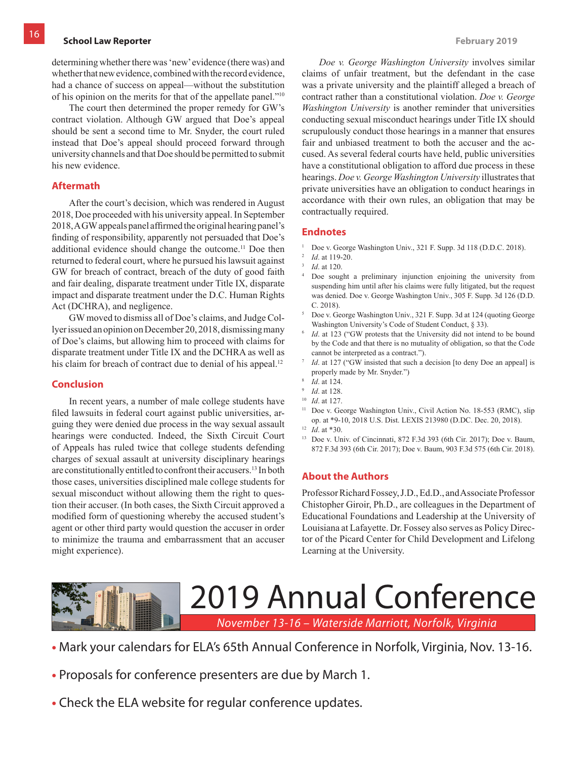determining whether there was 'new' evidence (there was) and whether that new evidence, combined with the record evidence, had a chance of success on appeal—without the substitution of his opinion on the merits for that of the appellate panel."[10]

The court then determined the proper remedy for GW's contract violation. Although GW argued that Doe's appeal should be sent a second time to Mr. Snyder, the court ruled instead that Doe's appeal should proceed forward through university channels and that Doe should be permitted to submit his new evidence.

## Aftermath

After the court's decision, which was rendered in August 2018, Doe proceeded with his university appeal. In September 2018, A GW appeals panel affirmed the original hearing panel's finding of responsibility, apparently not persuaded that Doe's additional evidence should change the outcome.[11] Doe then returned to federal court, where he pursued his lawsuit against GW for breach of contract, breach of the duty of good faith and fair dealing, disparate treatment under Title IX, disparate impact and disparate treatment under the D.C. Human Rights Act (DCHRA), and negligence.

GW moved to dismiss all of Doe's claims, and Judge Collyer issued an opinion on December 20, 2018, dismissing many of Doe's claims, but allowing him to proceed with claims for disparate treatment under Title IX and the DCHRA as well as his claim for breach of contract due to denial of his appeal.[12]

## Conclusion

In recent years, a number of male college students have filed lawsuits in federal court against public universities, arguing they were denied due process in the way sexual assault hearings were conducted. Indeed, the Sixth Circuit Court of Appeals has ruled twice that college students defending charges of sexual assault at university disciplinary hearings are constitutionally entitled to confront their accusers.[13] In both those cases, universities disciplined male college students for sexual misconduct without allowing them the right to question their accuser. (In both cases, the Sixth Circuit approved a modified form of questioning whereby the accused student's agent or other third party would question the accuser in order to minimize the trauma and embarrassment that an accuser might experience).

*Doe v. George Washington University* involves similar claims of unfair treatment, but the defendant in the case was a private university and the plaintiff alleged a breach of contract rather than a constitutional violation. *Doe v. George Washington University* is another reminder that universities conducting sexual misconduct hearings under Title IX should scrupulously conduct those hearings in a manner that ensures fair and unbiased treatment to both the accuser and the accused. As several federal courts have held, public universities have a constitutional obligation to afford due process in these hearings. *Doe v. George Washington University* illustrates that private universities have an obligation to conduct hearings in accordance with their own rules, an obligation that may be contractually required.

## Endnotes

1. Doe v. George Washington Univ., 321 F. Supp. 3d 118 (D.D.C. 2018).
2. *Id*. at 119-20.
3. *Id*. at 120.
4. Doe sought a preliminary injunction enjoining the university from suspending him until after his claims were fully litigated, but the request was denied. Doe v. George Washington Univ., 305 F. Supp. 3d 126 (D.D. C. 2018).
5. Doe v. George Washington Univ., 321 F. Supp. 3d at 124 (quoting George Washington University's Code of Student Conduct, § 33).
6. *Id*. at 123 ("GW protests that the University did not intend to be bound by the Code and that there is no mutuality of obligation, so that the Code cannot be interpreted as a contract.").
7. *Id*. at 127 ("GW insisted that such a decision [to deny Doe an appeal] is properly made by Mr. Snyder.")
8. *Id*. at 124.
9. *Id*. at 128.
10. *Id*. at 127.
11. Doe v. George Washington Univ., Civil Action No. 18-553 (RMC), slip op. at *9-10, 2018 U.S. Dist. LEXIS 213980 (D.DC. Dec. 20, 2018).
12. *Id*. at *30.
13. Doe v. Univ. of Cincinnati, 872 F.3d 393 (6th Cir. 2017); Doe v. Baum, 872 F.3d 393 (6th Cir. 2017); Doe v. Baum, 903 F.3d 575 (6th Cir. 2018).

## About the Authors

Professor Richard Fossey, J.D., Ed.D., and Associate Professor Chistopher Giroir, Ph.D., are colleagues in the Department of Educational Foundations and Leadership at the University of Louisiana at Lafayette. Dr. Fossey also serves as Policy Director of the Picard Center for Child Development and Lifelong Learning at the University.

# 2019 Annual Conference

*November 13-16 – Waterside Marriott, Norfolk, Virginia*

- Mark your calendars for ELA's 65th Annual Conference in Norfolk, Virginia, Nov. 13-16.
- Proposals for conference presenters are due by March 1.
- Check the ELA website for regular conference updates.